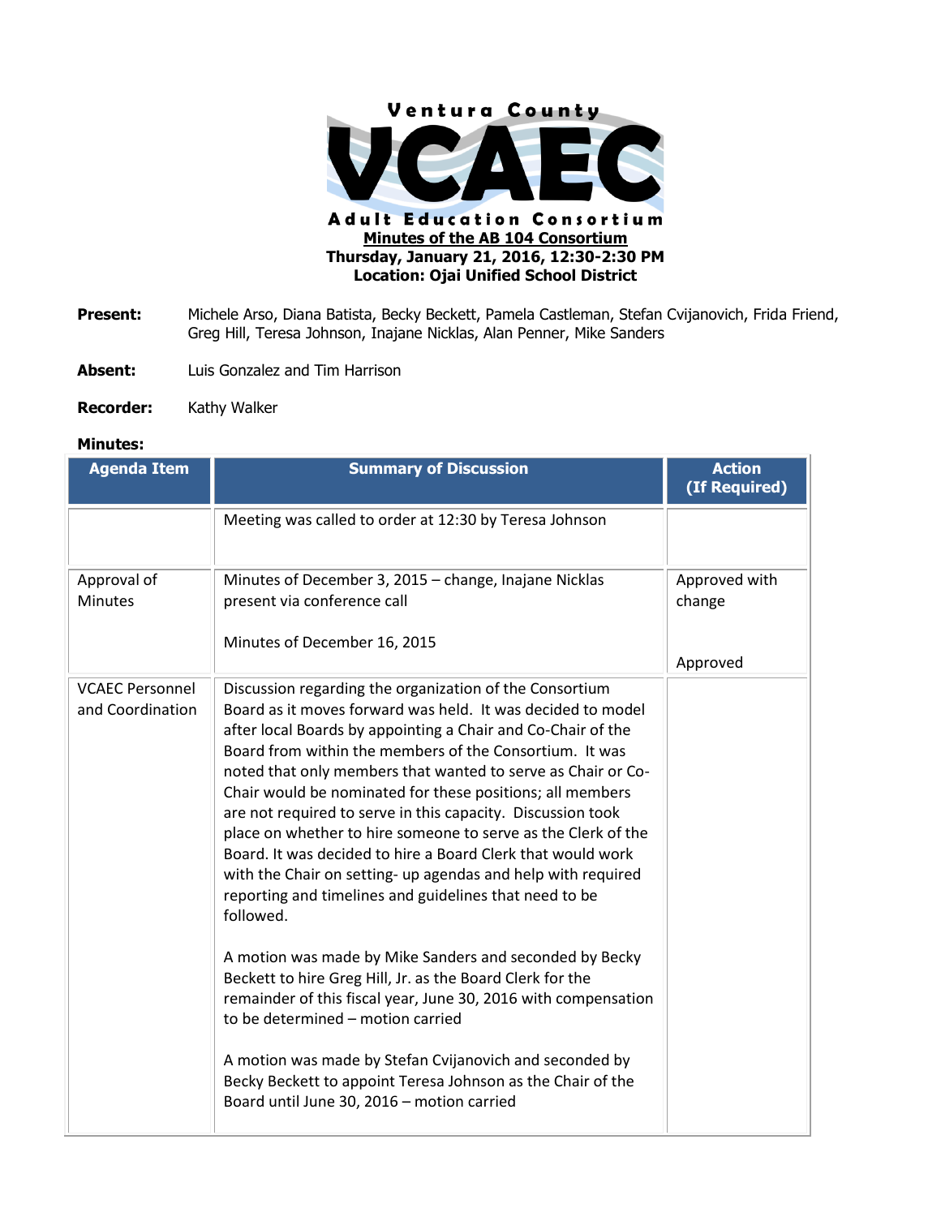# Ventura County VCAEC Adult Education Consortium

**Minutes of the AB 104 Consortium**
**Thursday, January 21, 2016, 12:30-2:30 PM**
**Location: Ojai Unified School District**

**Present:** Michele Arso, Diana Batista, Becky Beckett, Pamela Castleman, Stefan Cvijanovich, Frida Friend, Greg Hill, Teresa Johnson, Inajane Nicklas, Alan Penner, Mike Sanders

**Absent:** Luis Gonzalez and Tim Harrison

**Recorder:** Kathy Walker

**Minutes:**

| Agenda Item | Summary of Discussion | Action (If Required) |
|---|---|---|
| | Meeting was called to order at 12:30 by Teresa Johnson | |
| Approval of Minutes | Minutes of December 3, 2015 – change, Inajane Nicklas present via conference call<br><br>Minutes of December 16, 2015 | Approved with change<br><br>Approved |
| VCAEC Personnel and Coordination | Discussion regarding the organization of the Consortium Board as it moves forward was held. It was decided to model after local Boards by appointing a Chair and Co-Chair of the Board from within the members of the Consortium. It was noted that only members that wanted to serve as Chair or Co-Chair would be nominated for these positions; all members are not required to serve in this capacity. Discussion took place on whether to hire someone to serve as the Clerk of the Board. It was decided to hire a Board Clerk that would work with the Chair on setting- up agendas and help with required reporting and timelines and guidelines that need to be followed.<br><br>A motion was made by Mike Sanders and seconded by Becky Beckett to hire Greg Hill, Jr. as the Board Clerk for the remainder of this fiscal year, June 30, 2016 with compensation to be determined – motion carried<br><br>A motion was made by Stefan Cvijanovich and seconded by Becky Beckett to appoint Teresa Johnson as the Chair of the Board until June 30, 2016 – motion carried | |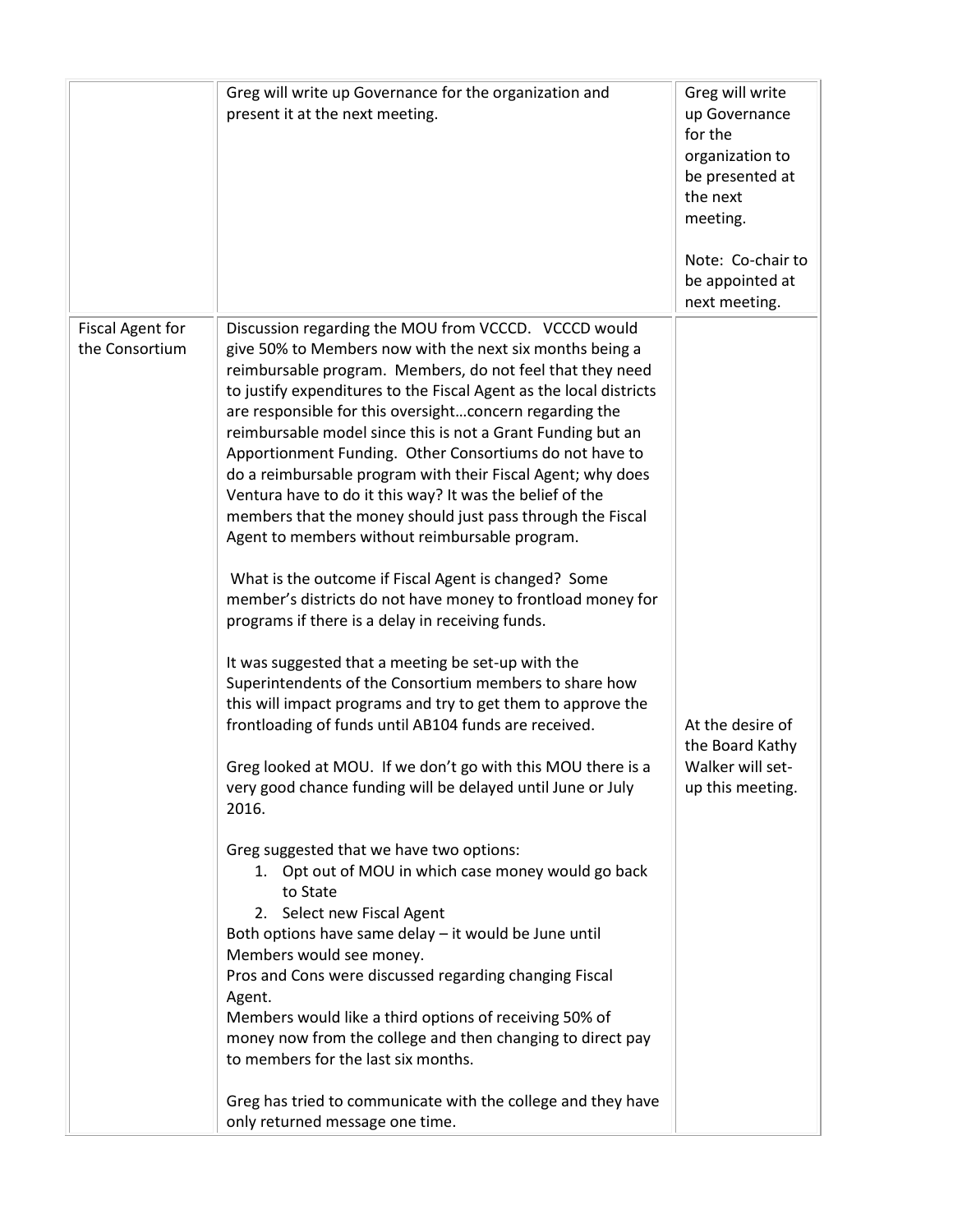|  | Greg will write up Governance for the organization and present it at the next meeting. | Greg will write up Governance for the organization to be presented at the next meeting.<br><br>Note: Co-chair to be appointed at next meeting. |
|---|---|---|
| Fiscal Agent for the Consortium | Discussion regarding the MOU from VCCCD. VCCCD would give 50% to Members now with the next six months being a reimbursable program. Members, do not feel that they need to justify expenditures to the Fiscal Agent as the local districts are responsible for this oversight…concern regarding the reimbursable model since this is not a Grant Funding but an Apportionment Funding. Other Consortiums do not have to do a reimbursable program with their Fiscal Agent; why does Ventura have to do it this way? It was the belief of the members that the money should just pass through the Fiscal Agent to members without reimbursable program.<br><br>What is the outcome if Fiscal Agent is changed? Some member's districts do not have money to frontload money for programs if there is a delay in receiving funds.<br><br>It was suggested that a meeting be set-up with the Superintendents of the Consortium members to share how this will impact programs and try to get them to approve the frontloading of funds until AB104 funds are received.<br><br>Greg looked at MOU. If we don't go with this MOU there is a very good chance funding will be delayed until June or July 2016.<br><br>Greg suggested that we have two options:<br>1. Opt out of MOU in which case money would go back to State<br>2. Select new Fiscal Agent<br>Both options have same delay – it would be June until Members would see money.<br>Pros and Cons were discussed regarding changing Fiscal Agent.<br>Members would like a third options of receiving 50% of money now from the college and then changing to direct pay to members for the last six months.<br><br>Greg has tried to communicate with the college and they have only returned message one time. | At the desire of the Board Kathy Walker will set-up this meeting. |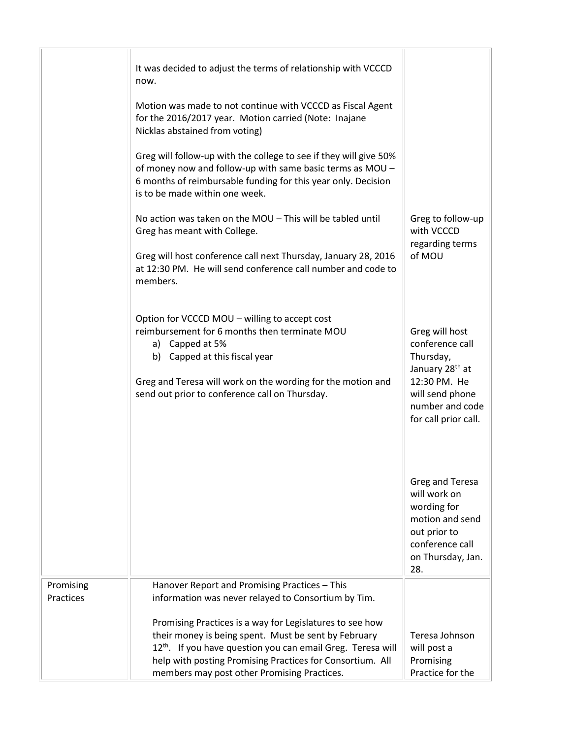| | | |
|---|---|---|
| | It was decided to adjust the terms of relationship with VCCCD now.<br><br>Motion was made to not continue with VCCCD as Fiscal Agent for the 2016/2017 year. Motion carried (Note: Inajane Nicklas abstained from voting)<br><br>Greg will follow-up with the college to see if they will give 50% of money now and follow-up with same basic terms as MOU – 6 months of reimbursable funding for this year only. Decision is to be made within one week.<br><br>No action was taken on the MOU – This will be tabled until Greg has meant with College.<br><br>Greg will host conference call next Thursday, January 28, 2016 at 12:30 PM. He will send conference call number and code to members.<br><br>Option for VCCCD MOU – willing to accept cost reimbursement for 6 months then terminate MOU<br>a) Capped at 5%<br>b) Capped at this fiscal year<br><br>Greg and Teresa will work on the wording for the motion and send out prior to conference call on Thursday. | Greg to follow-up with VCCCD regarding terms of MOU<br><br>Greg will host conference call Thursday, January 28th at 12:30 PM. He will send phone number and code for call prior call.<br><br>Greg and Teresa will work on wording for motion and send out prior to conference call on Thursday, Jan. 28. |
| Promising Practices | Hanover Report and Promising Practices – This information was never relayed to Consortium by Tim.<br><br>Promising Practices is a way for Legislatures to see how their money is being spent. Must be sent by February 12th. If you have question you can email Greg. Teresa will help with posting Promising Practices for Consortium. All members may post other Promising Practices. | Teresa Johnson will post a Promising Practice for the |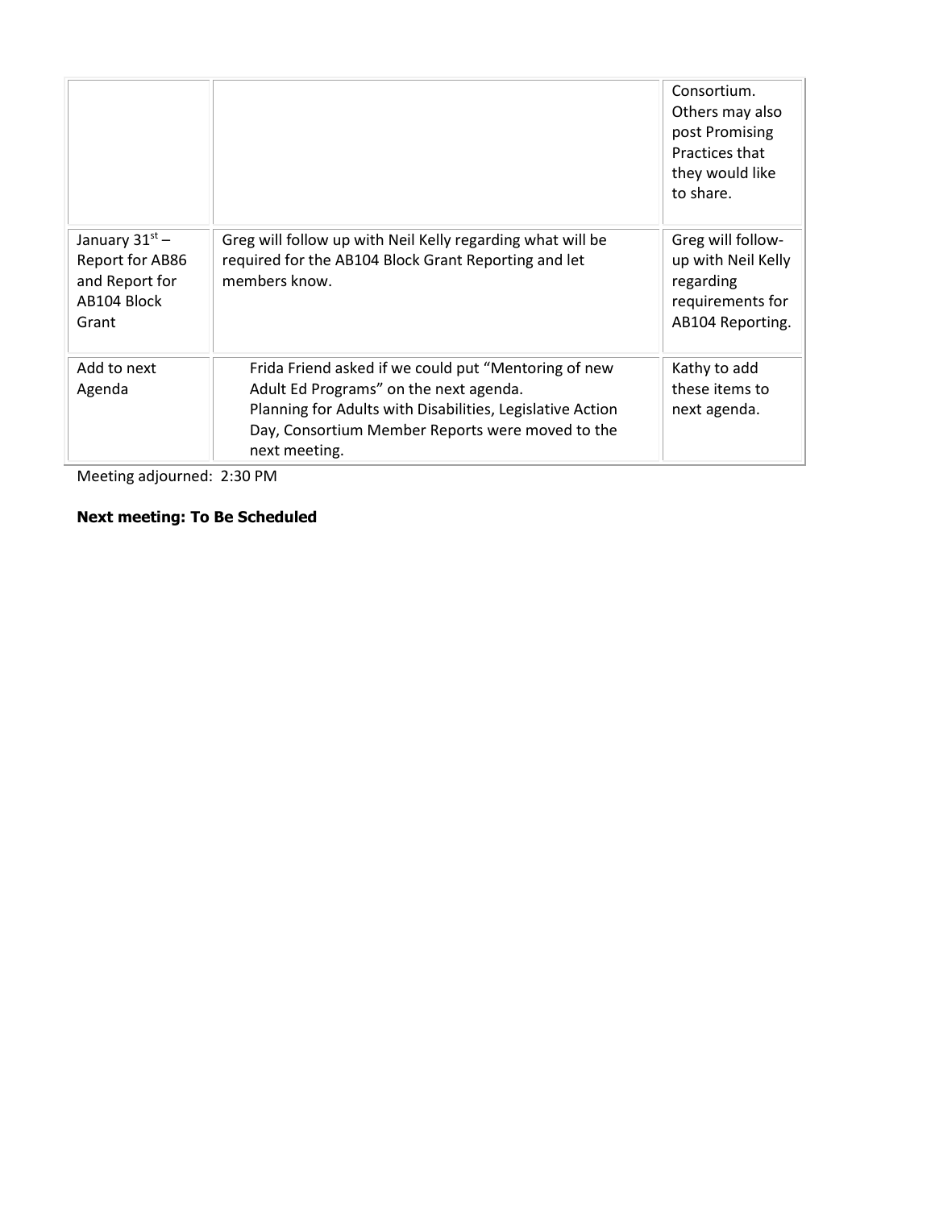| | | |
|---|---|---|
| | | Consortium. Others may also post Promising Practices that they would like to share. |
| January 31st – Report for AB86 and Report for AB104 Block Grant | Greg will follow up with Neil Kelly regarding what will be required for the AB104 Block Grant Reporting and let members know. | Greg will follow-up with Neil Kelly regarding requirements for AB104 Reporting. |
| Add to next Agenda | Frida Friend asked if we could put "Mentoring of new Adult Ed Programs" on the next agenda. Planning for Adults with Disabilities, Legislative Action Day, Consortium Member Reports were moved to the next meeting. | Kathy to add these items to next agenda. |

Meeting adjourned: 2:30 PM

**Next meeting: To Be Scheduled**